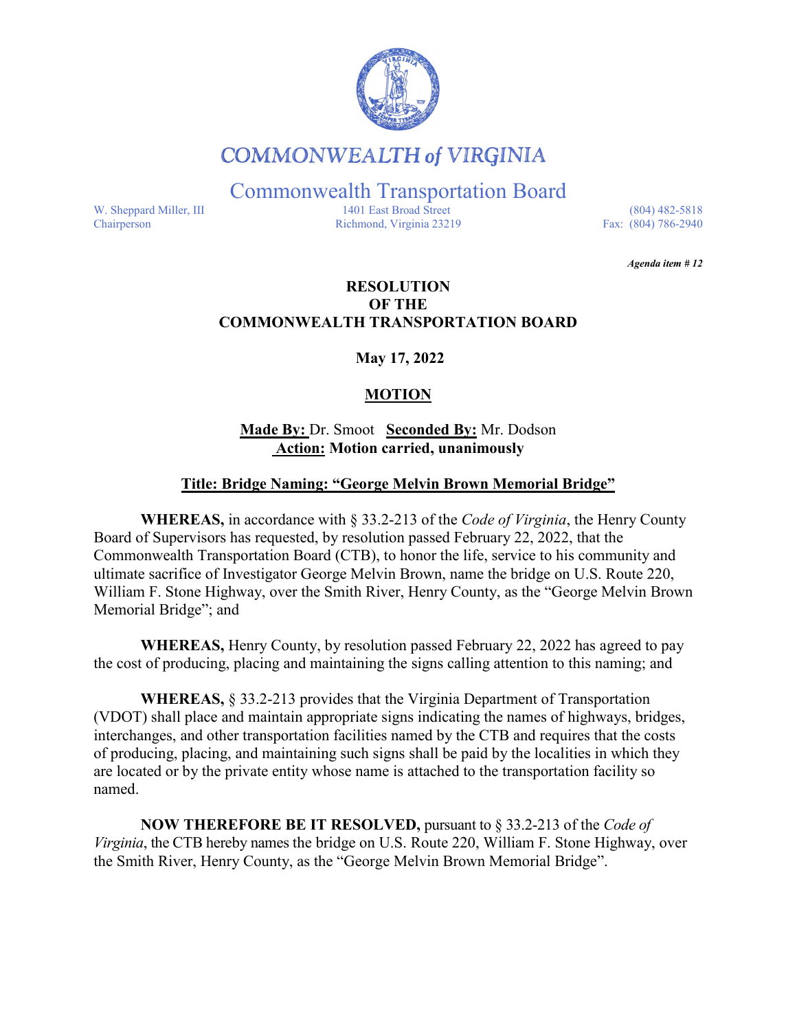# COMMONWEALTH of VIRGINIA

## Commonwealth Transportation Board

W. Sheppard Miller, III
Chairperson

1401 East Broad Street
Richmond, Virginia 23219

(804) 482-5818
Fax: (804) 786-2940

*Agenda item # 12*

**RESOLUTION**
**OF THE**
**COMMONWEALTH TRANSPORTATION BOARD**

**May 17, 2022**

**MOTION**

**Made By:** Dr. Smoot **Seconded By:** Mr. Dodson
**Action: Motion carried, unanimously**

**Title: Bridge Naming: "George Melvin Brown Memorial Bridge"**

**WHEREAS,** in accordance with § 33.2-213 of the *Code of Virginia*, the Henry County Board of Supervisors has requested, by resolution passed February 22, 2022, that the Commonwealth Transportation Board (CTB), to honor the life, service to his community and ultimate sacrifice of Investigator George Melvin Brown, name the bridge on U.S. Route 220, William F. Stone Highway, over the Smith River, Henry County, as the "George Melvin Brown Memorial Bridge"; and

**WHEREAS,** Henry County, by resolution passed February 22, 2022 has agreed to pay the cost of producing, placing and maintaining the signs calling attention to this naming; and

**WHEREAS,** § 33.2-213 provides that the Virginia Department of Transportation (VDOT) shall place and maintain appropriate signs indicating the names of highways, bridges, interchanges, and other transportation facilities named by the CTB and requires that the costs of producing, placing, and maintaining such signs shall be paid by the localities in which they are located or by the private entity whose name is attached to the transportation facility so named.

**NOW THEREFORE BE IT RESOLVED,** pursuant to § 33.2-213 of the *Code of Virginia*, the CTB hereby names the bridge on U.S. Route 220, William F. Stone Highway, over the Smith River, Henry County, as the "George Melvin Brown Memorial Bridge".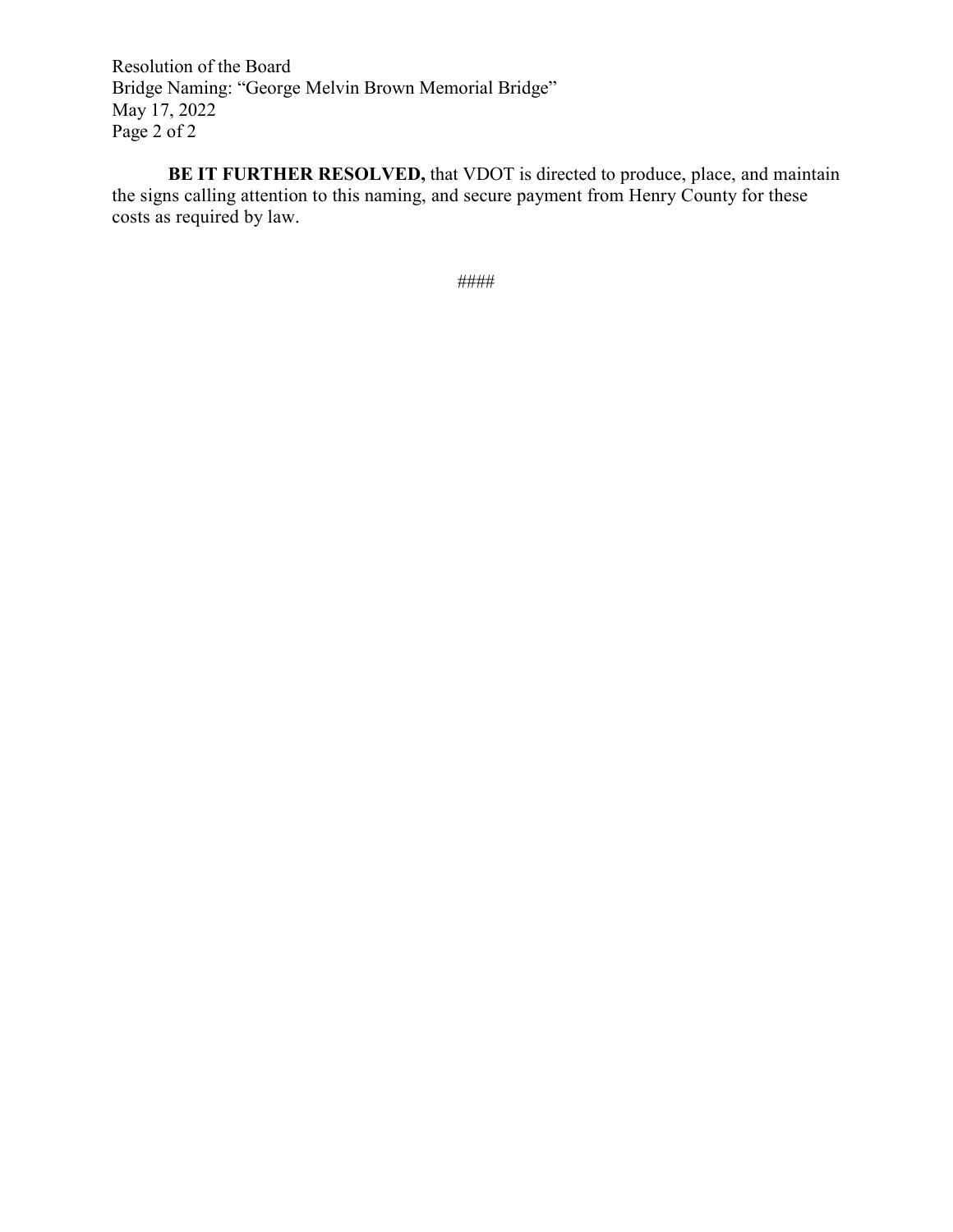**BE IT FURTHER RESOLVED,** that VDOT is directed to produce, place, and maintain the signs calling attention to this naming, and secure payment from Henry County for these costs as required by law.

####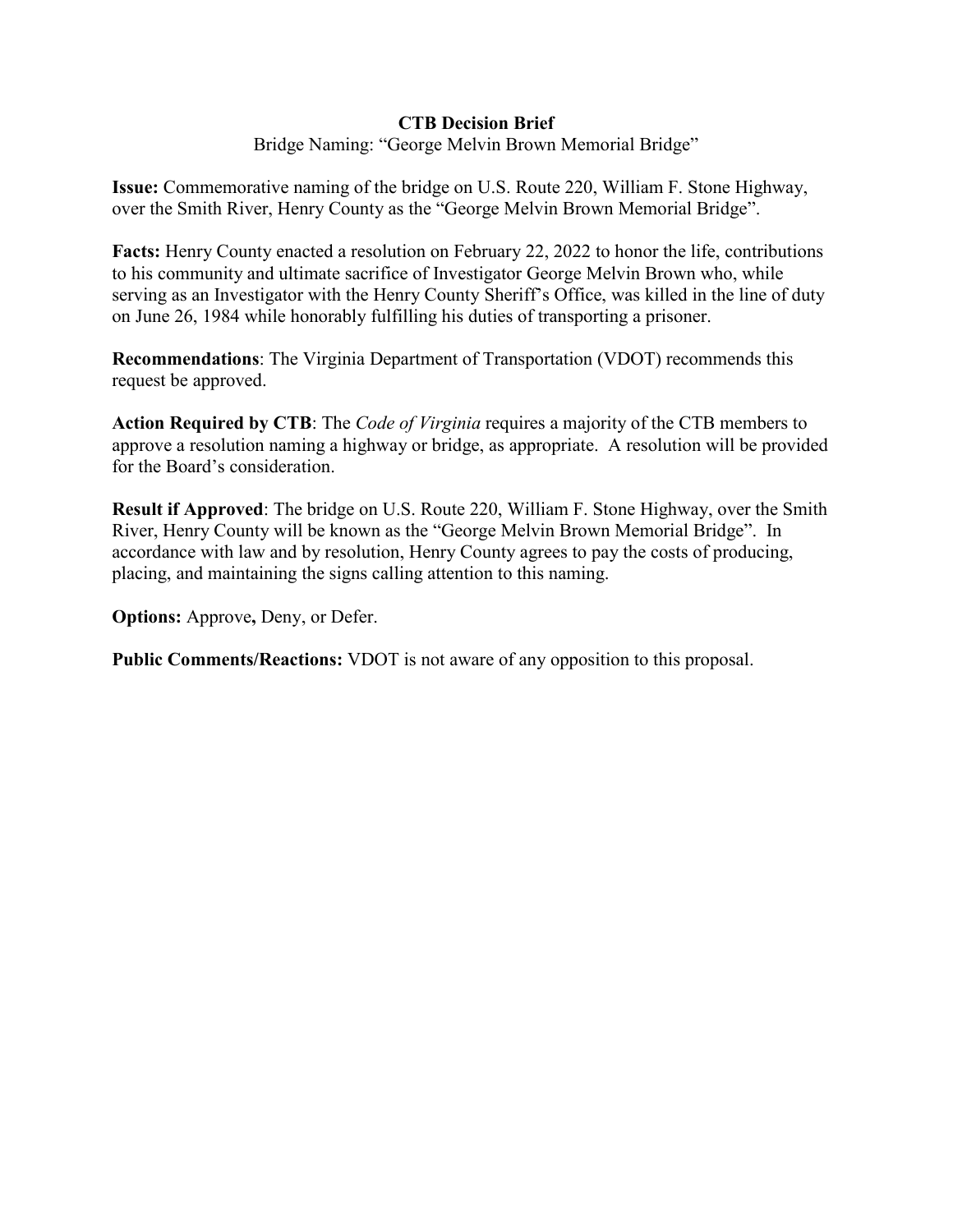**CTB Decision Brief**

Bridge Naming: “George Melvin Brown Memorial Bridge”

**Issue:** Commemorative naming of the bridge on U.S. Route 220, William F. Stone Highway, over the Smith River, Henry County as the “George Melvin Brown Memorial Bridge”.

**Facts:** Henry County enacted a resolution on February 22, 2022 to honor the life, contributions to his community and ultimate sacrifice of Investigator George Melvin Brown who, while serving as an Investigator with the Henry County Sheriff’s Office, was killed in the line of duty on June 26, 1984 while honorably fulfilling his duties of transporting a prisoner.

**Recommendations**: The Virginia Department of Transportation (VDOT) recommends this request be approved.

**Action Required by CTB**: The *Code of Virginia* requires a majority of the CTB members to approve a resolution naming a highway or bridge, as appropriate. A resolution will be provided for the Board’s consideration.

**Result if Approved**: The bridge on U.S. Route 220, William F. Stone Highway, over the Smith River, Henry County will be known as the “George Melvin Brown Memorial Bridge”. In accordance with law and by resolution, Henry County agrees to pay the costs of producing, placing, and maintaining the signs calling attention to this naming.

**Options:** Approve**,** Deny, or Defer.

**Public Comments/Reactions:** VDOT is not aware of any opposition to this proposal.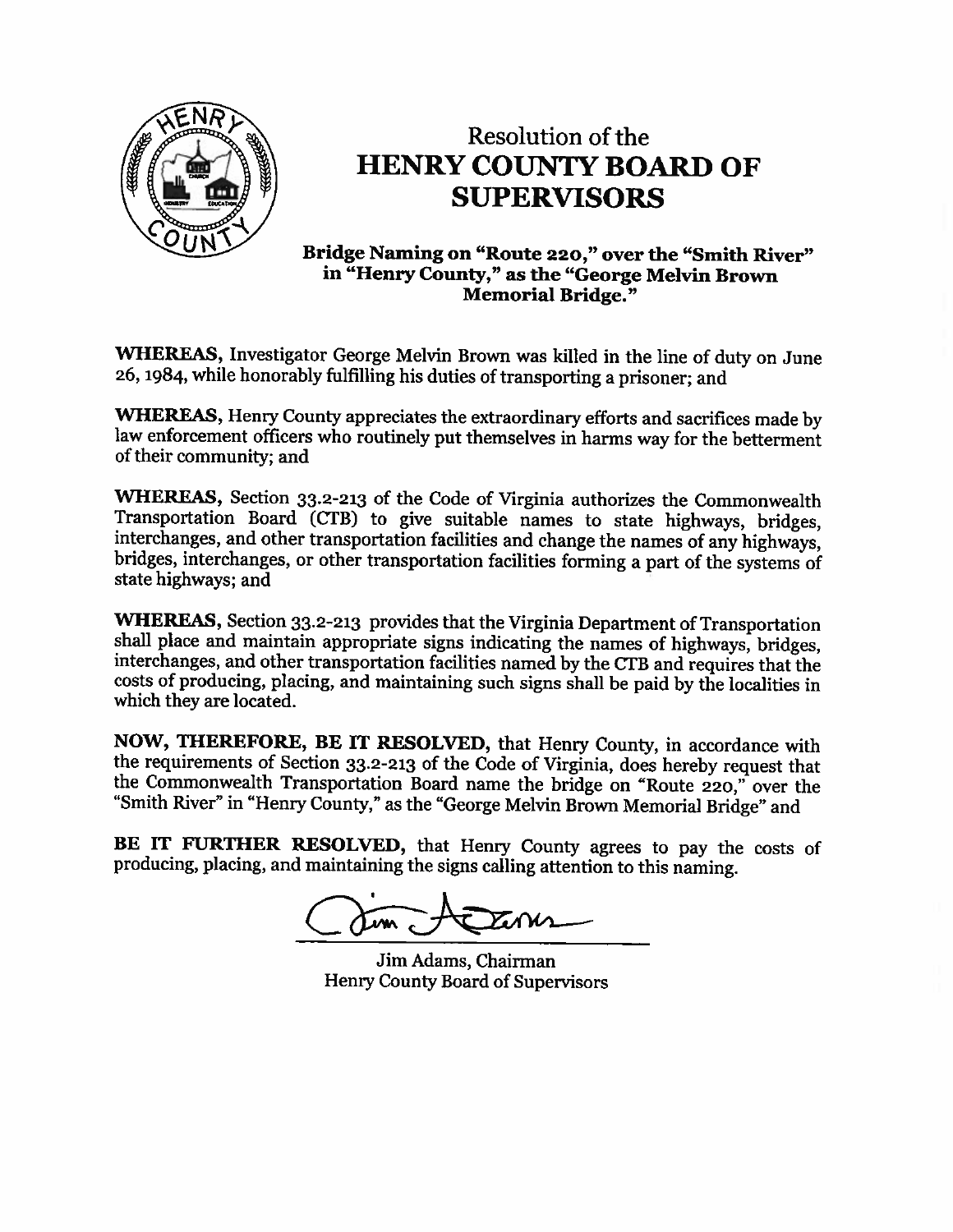# Resolution of the
# HENRY COUNTY BOARD OF SUPERVISORS

### Bridge Naming on "Route 220," over the "Smith River" in "Henry County," as the "George Melvin Brown Memorial Bridge."

**WHEREAS,** Investigator George Melvin Brown was killed in the line of duty on June 26, 1984, while honorably fulfilling his duties of transporting a prisoner; and

**WHEREAS,** Henry County appreciates the extraordinary efforts and sacrifices made by law enforcement officers who routinely put themselves in harms way for the betterment of their community; and

**WHEREAS,** Section 33.2-213 of the Code of Virginia authorizes the Commonwealth Transportation Board (CTB) to give suitable names to state highways, bridges, interchanges, and other transportation facilities and change the names of any highways, bridges, interchanges, or other transportation facilities forming a part of the systems of state highways; and

**WHEREAS,** Section 33.2-213 provides that the Virginia Department of Transportation shall place and maintain appropriate signs indicating the names of highways, bridges, interchanges, and other transportation facilities named by the CTB and requires that the costs of producing, placing, and maintaining such signs shall be paid by the localities in which they are located.

**NOW, THEREFORE, BE IT RESOLVED,** that Henry County, in accordance with the requirements of Section 33.2-213 of the Code of Virginia, does hereby request that the Commonwealth Transportation Board name the bridge on "Route 220," over the "Smith River" in "Henry County," as the "George Melvin Brown Memorial Bridge" and

**BE IT FURTHER RESOLVED,** that Henry County agrees to pay the costs of producing, placing, and maintaining the signs calling attention to this naming.

Jim Adams, Chairman
Henry County Board of Supervisors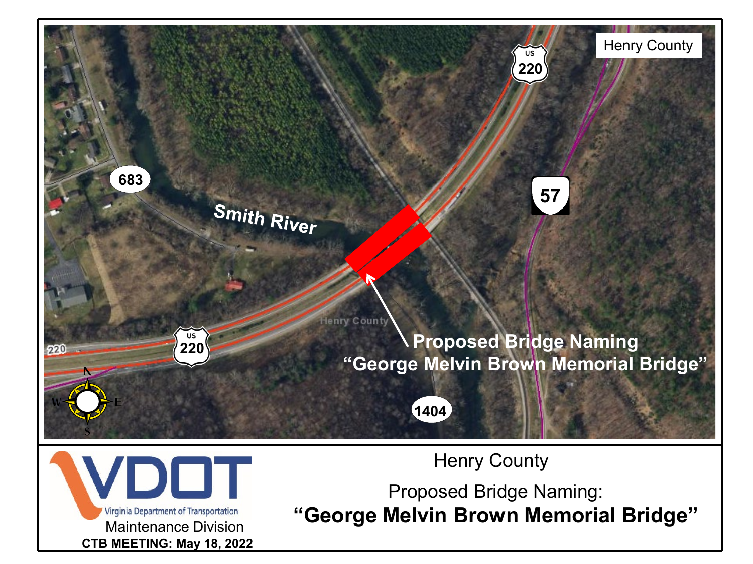Henry County

US 220

683

Smith River

57

Henry County

US 220

220

Proposed Bridge Naming
"George Melvin Brown Memorial Bridge"

1404

N
W E
S

VDOT
Virginia Department of Transportation
Maintenance Division
**CTB MEETING: May 18, 2022**

Henry County

Proposed Bridge Naming:

**"George Melvin Brown Memorial Bridge"**